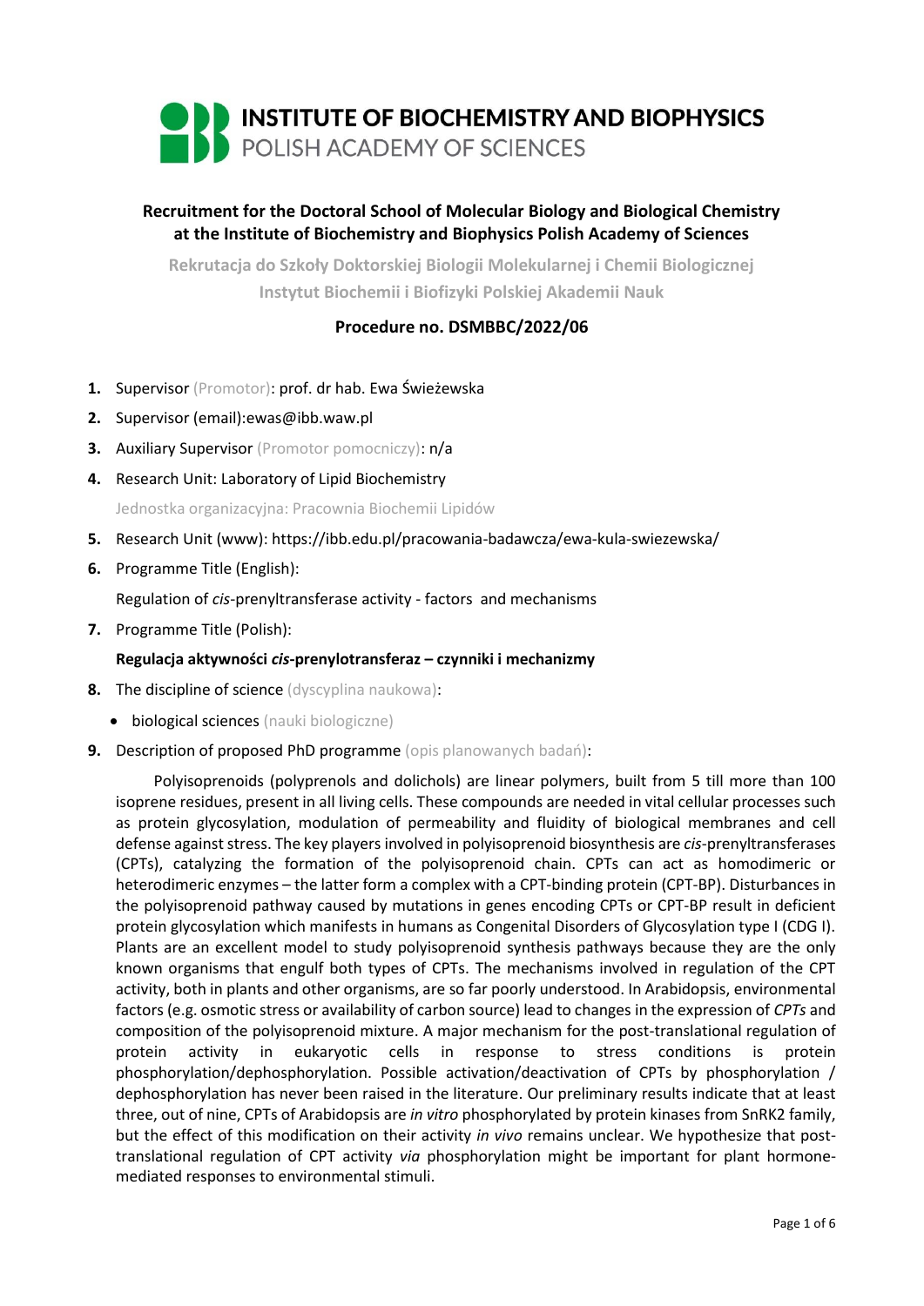# INSTITUTE OF BIOCHEMISTRY AND BIOPHYSICS
POLISH ACADEMY OF SCIENCES

## Recruitment for the Doctoral School of Molecular Biology and Biological Chemistry at the Institute of Biochemistry and Biophysics Polish Academy of Sciences

Rekrutacja do Szkoły Doktorskiej Biologii Molekularnej i Chemii Biologicznej Instytut Biochemii i Biofizyki Polskiej Akademii Nauk

### Procedure no. DSMBBC/2022/06

1. Supervisor (Promotor): prof. dr hab. Ewa Świeżewska
2. Supervisor (email):ewas@ibb.waw.pl
3. Auxiliary Supervisor (Promotor pomocniczy): n/a
4. Research Unit: Laboratory of Lipid Biochemistry

   Jednostka organizacyjna: Pracownia Biochemii Lipidów
5. Research Unit (www): https://ibb.edu.pl/pracowania-badawcza/ewa-kula-swiezewska/
6. Programme Title (English):

   Regulation of *cis*-prenyltransferase activity - factors and mechanisms
7. Programme Title (Polish):

   **Regulacja aktywności *cis*-prenylotransferaz – czynniki i mechanizmy**
8. The discipline of science (dyscyplina naukowa):
   - biological sciences (nauki biologiczne)
9. Description of proposed PhD programme (opis planowanych badań):

   Polyisoprenoids (polyprenols and dolichols) are linear polymers, built from 5 till more than 100 isoprene residues, present in all living cells. These compounds are needed in vital cellular processes such as protein glycosylation, modulation of permeability and fluidity of biological membranes and cell defense against stress. The key players involved in polyisoprenoid biosynthesis are *cis*-prenyltransferases (CPTs), catalyzing the formation of the polyisoprenoid chain. CPTs can act as homodimeric or heterodimeric enzymes – the latter form a complex with a CPT-binding protein (CPT-BP). Disturbances in the polyisoprenoid pathway caused by mutations in genes encoding CPTs or CPT-BP result in deficient protein glycosylation which manifests in humans as Congenital Disorders of Glycosylation type I (CDG I). Plants are an excellent model to study polyisoprenoid synthesis pathways because they are the only known organisms that engulf both types of CPTs. The mechanisms involved in regulation of the CPT activity, both in plants and other organisms, are so far poorly understood. In Arabidopsis, environmental factors (e.g. osmotic stress or availability of carbon source) lead to changes in the expression of *CPTs* and composition of the polyisoprenoid mixture. A major mechanism for the post-translational regulation of protein activity in eukaryotic cells in response to stress conditions is protein phosphorylation/dephosphorylation. Possible activation/deactivation of CPTs by phosphorylation / dephosphorylation has never been raised in the literature. Our preliminary results indicate that at least three, out of nine, CPTs of Arabidopsis are *in vitro* phosphorylated by protein kinases from SnRK2 family, but the effect of this modification on their activity *in vivo* remains unclear. We hypothesize that post-translational regulation of CPT activity *via* phosphorylation might be important for plant hormone-mediated responses to environmental stimuli.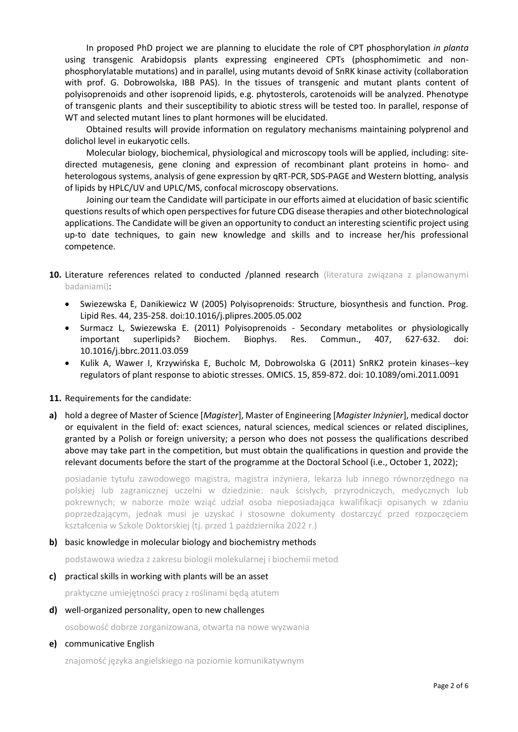In proposed PhD project we are planning to elucidate the role of CPT phosphorylation *in planta* using transgenic Arabidopsis plants expressing engineered CPTs (phosphomimetic and non-phosphorylatable mutations) and in parallel, using mutants devoid of SnRK kinase activity (collaboration with prof. G. Dobrowolska, IBB PAS). In the tissues of transgenic and mutant plants content of polyisoprenoids and other isoprenoid lipids, e.g. phytosterols, carotenoids will be analyzed. Phenotype of transgenic plants and their susceptibility to abiotic stress will be tested too. In parallel, response of WT and selected mutant lines to plant hormones will be elucidated.

Obtained results will provide information on regulatory mechanisms maintaining polyprenol and dolichol level in eukaryotic cells.

Molecular biology, biochemical, physiological and microscopy tools will be applied, including: site-directed mutagenesis, gene cloning and expression of recombinant plant proteins in homo- and heterologous systems, analysis of gene expression by qRT-PCR, SDS-PAGE and Western blotting, analysis of lipids by HPLC/UV and UPLC/MS, confocal microscopy observations.

Joining our team the Candidate will participate in our efforts aimed at elucidation of basic scientific questions results of which open perspectives for future CDG disease therapies and other biotechnological applications. The Candidate will be given an opportunity to conduct an interesting scientific project using up-to date techniques, to gain new knowledge and skills and to increase her/his professional competence.

**10.** Literature references related to conducted /planned research (literatura związana z planowanymi badaniami):

- Swiezewska E, Danikiewicz W (2005) Polyisoprenoids: Structure, biosynthesis and function. Prog. Lipid Res. 44, 235-258. doi:10.1016/j.plipres.2005.05.002
- Surmacz L, Swiezewska E. (2011) Polyisoprenoids - Secondary metabolites or physiologically important superlipids? Biochem. Biophys. Res. Commun., 407, 627-632. doi: 10.1016/j.bbrc.2011.03.059
- Kulik A, Wawer I, Krzywińska E, Bucholc M, Dobrowolska G (2011) SnRK2 protein kinases--key regulators of plant response to abiotic stresses. OMICS. 15, 859-872. doi: 10.1089/omi.2011.0091

**11.** Requirements for the candidate:

**a)** hold a degree of Master of Science [*Magister*], Master of Engineering [*Magister Inżynier*], medical doctor or equivalent in the field of: exact sciences, natural sciences, medical sciences or related disciplines, granted by a Polish or foreign university; a person who does not possess the qualifications described above may take part in the competition, but must obtain the qualifications in question and provide the relevant documents before the start of the programme at the Doctoral School (i.e., October 1, 2022);

posiadanie tytułu zawodowego magistra, magistra inżyniera, lekarza lub innego równorzędnego na polskiej lub zagranicznej uczelni w dziedzinie: nauk ścisłych, przyrodniczych, medycznych lub pokrewnych; w naborze może wziąć udział osoba nieposiadająca kwalifikacji opisanych w zdaniu poprzedzającym, jednak musi je uzyskać i stosowne dokumenty dostarczyć przed rozpoczęciem kształcenia w Szkole Doktorskiej (tj. przed 1 października 2022 r.)

**b)** basic knowledge in molecular biology and biochemistry methods

podstawowa wiedza z zakresu biologii molekularnej i biochemii metod

**c)** practical skills in working with plants will be an asset

praktyczne umiejętności pracy z roślinami będą atutem

**d)** well-organized personality, open to new challenges

osobowość dobrze zorganizowana, otwarta na nowe wyzwania

**e)** communicative English

znajomość języka angielskiego na poziomie komunikatywnym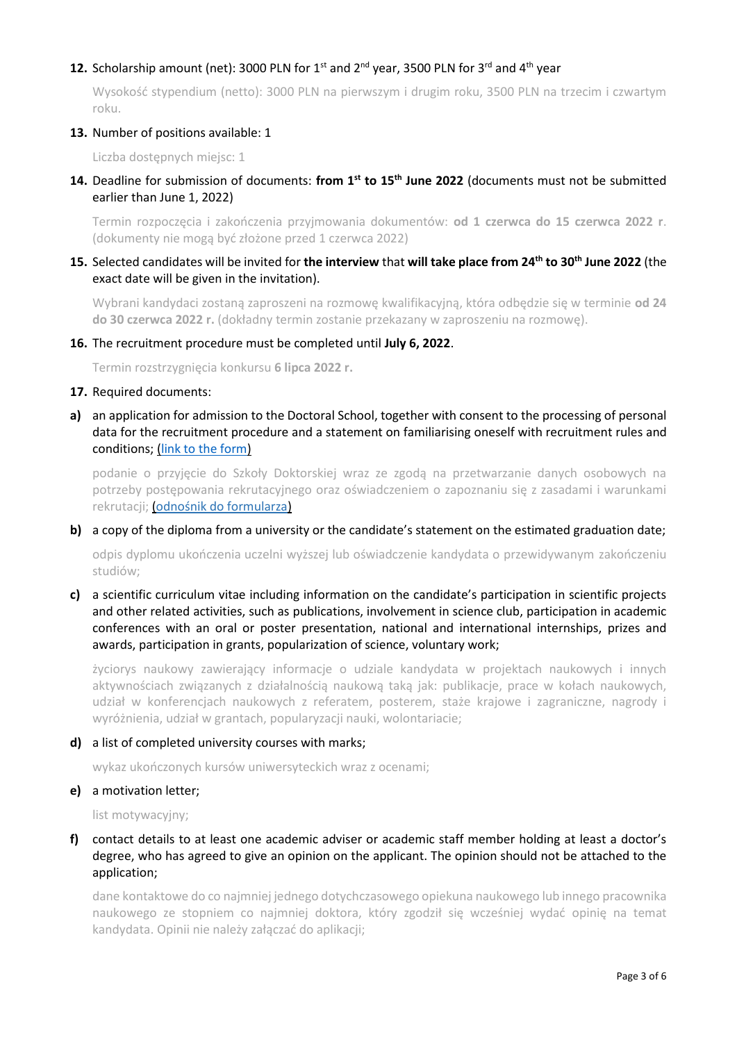12. Scholarship amount (net): 3000 PLN for 1st and 2nd year, 3500 PLN for 3rd and 4th year

    Wysokość stypendium (netto): 3000 PLN na pierwszym i drugim roku, 3500 PLN na trzecim i czwartym roku.

13. Number of positions available: 1

    Liczba dostępnych miejsc: 1

14. Deadline for submission of documents: **from 1st to 15th June 2022** (documents must not be submitted earlier than June 1, 2022)

    Termin rozpoczęcia i zakończenia przyjmowania dokumentów: **od 1 czerwca do 15 czerwca 2022 r**. (dokumenty nie mogą być złożone przed 1 czerwca 2022)

15. Selected candidates will be invited for **the interview** that **will take place from 24th to 30th June 2022** (the exact date will be given in the invitation).

    Wybrani kandydaci zostaną zaproszeni na rozmowę kwalifikacyjną, która odbędzie się w terminie **od 24 do 30 czerwca 2022 r.** (dokładny termin zostanie przekazany w zaproszeniu na rozmowę).

16. The recruitment procedure must be completed until **July 6, 2022**.

    Termin rozstrzygnięcia konkursu **6 lipca 2022 r.**

17. Required documents:

**a)** an application for admission to the Doctoral School, together with consent to the processing of personal data for the recruitment procedure and a statement on familiarising oneself with recruitment rules and conditions; (link to the form)

podanie o przyjęcie do Szkoły Doktorskiej wraz ze zgodą na przetwarzanie danych osobowych na potrzeby postępowania rekrutacyjnego oraz oświadczeniem o zapoznaniu się z zasadami i warunkami rekrutacji; (odnośnik do formularza)

**b)** a copy of the diploma from a university or the candidate's statement on the estimated graduation date;

odpis dyplomu ukończenia uczelni wyższej lub oświadczenie kandydata o przewidywanym zakończeniu studiów;

**c)** a scientific curriculum vitae including information on the candidate's participation in scientific projects and other related activities, such as publications, involvement in science club, participation in academic conferences with an oral or poster presentation, national and international internships, prizes and awards, participation in grants, popularization of science, voluntary work;

życiorys naukowy zawierający informacje o udziale kandydata w projektach naukowych i innych aktywnościach związanych z działalnością naukową taką jak: publikacje, prace w kołach naukowych, udział w konferencjach naukowych z referatem, posterem, staże krajowe i zagraniczne, nagrody i wyróżnienia, udział w grantach, popularyzacji nauki, wolontariacie;

**d)** a list of completed university courses with marks;

wykaz ukończonych kursów uniwersyteckich wraz z ocenami;

**e)** a motivation letter;

list motywacyjny;

**f)** contact details to at least one academic adviser or academic staff member holding at least a doctor's degree, who has agreed to give an opinion on the applicant. The opinion should not be attached to the application;

dane kontaktowe do co najmniej jednego dotychczasowego opiekuna naukowego lub innego pracownika naukowego ze stopniem co najmniej doktora, który zgodził się wcześniej wydać opinię na temat kandydata. Opinii nie należy załączać do aplikacji;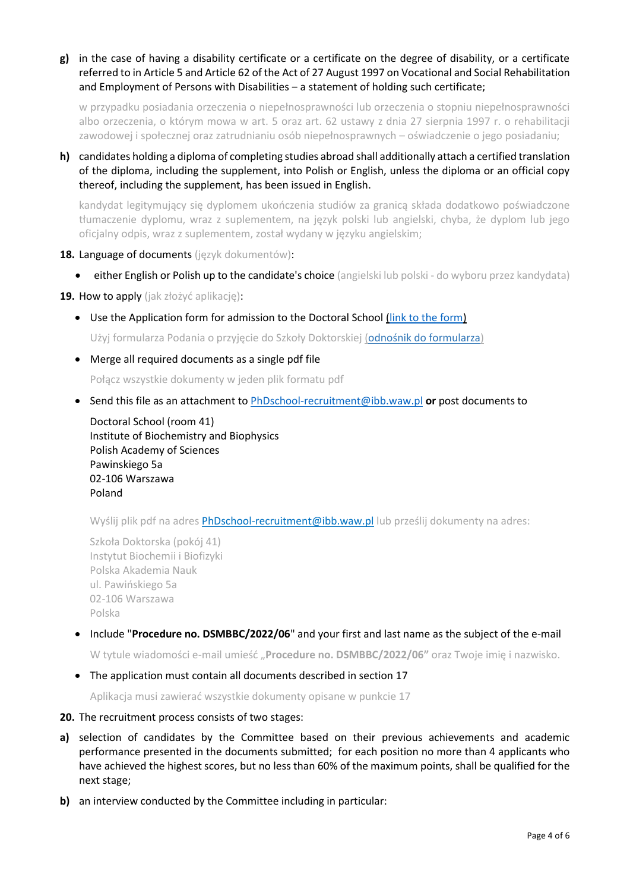**g)** in the case of having a disability certificate or a certificate on the degree of disability, or a certificate referred to in Article 5 and Article 62 of the Act of 27 August 1997 on Vocational and Social Rehabilitation and Employment of Persons with Disabilities – a statement of holding such certificate;

w przypadku posiadania orzeczenia o niepełnosprawności lub orzeczenia o stopniu niepełnosprawności albo orzeczenia, o którym mowa w art. 5 oraz art. 62 ustawy z dnia 27 sierpnia 1997 r. o rehabilitacji zawodowej i społecznej oraz zatrudnianiu osób niepełnosprawnych – oświadczenie o jego posiadaniu;

**h)** candidates holding a diploma of completing studies abroad shall additionally attach a certified translation of the diploma, including the supplement, into Polish or English, unless the diploma or an official copy thereof, including the supplement, has been issued in English.

kandydat legitymujący się dyplomem ukończenia studiów za granicą składa dodatkowo poświadczone tłumaczenie dyplomu, wraz z suplementem, na język polski lub angielski, chyba, że dyplom lub jego oficjalny odpis, wraz z suplementem, został wydany w języku angielskim;

**18.** Language of documents (język dokumentów):

- either English or Polish up to the candidate's choice (angielski lub polski - do wyboru przez kandydata)

**19.** How to apply (jak złożyć aplikację):

- Use the Application form for admission to the Doctoral School (link to the form)

  Użyj formularza Podania o przyjęcie do Szkoły Doktorskiej (odnośnik do formularza)

- Merge all required documents as a single pdf file

  Połącz wszystkie dokumenty w jeden plik formatu pdf

- Send this file as an attachment to PhDschool-recruitment@ibb.waw.pl **or** post documents to

  Doctoral School (room 41)
  Institute of Biochemistry and Biophysics
  Polish Academy of Sciences
  Pawinskiego 5a
  02-106 Warszawa
  Poland

  Wyślij plik pdf na adres PhDschool-recruitment@ibb.waw.pl lub prześlij dokumenty na adres:

  Szkoła Doktorska (pokój 41)
  Instytut Biochemii i Biofizyki
  Polska Akademia Nauk
  ul. Pawińskiego 5a
  02-106 Warszawa
  Polska

- Include "**Procedure no. DSMBBC/2022/06**" and your first and last name as the subject of the e-mail

  W tytule wiadomości e-mail umieść „**Procedure no. DSMBBC/2022/06"** oraz Twoje imię i nazwisko.

- The application must contain all documents described in section 17

  Aplikacja musi zawierać wszystkie dokumenty opisane w punkcie 17

**20.** The recruitment process consists of two stages:

**a)** selection of candidates by the Committee based on their previous achievements and academic performance presented in the documents submitted; for each position no more than 4 applicants who have achieved the highest scores, but no less than 60% of the maximum points, shall be qualified for the next stage;

**b)** an interview conducted by the Committee including in particular: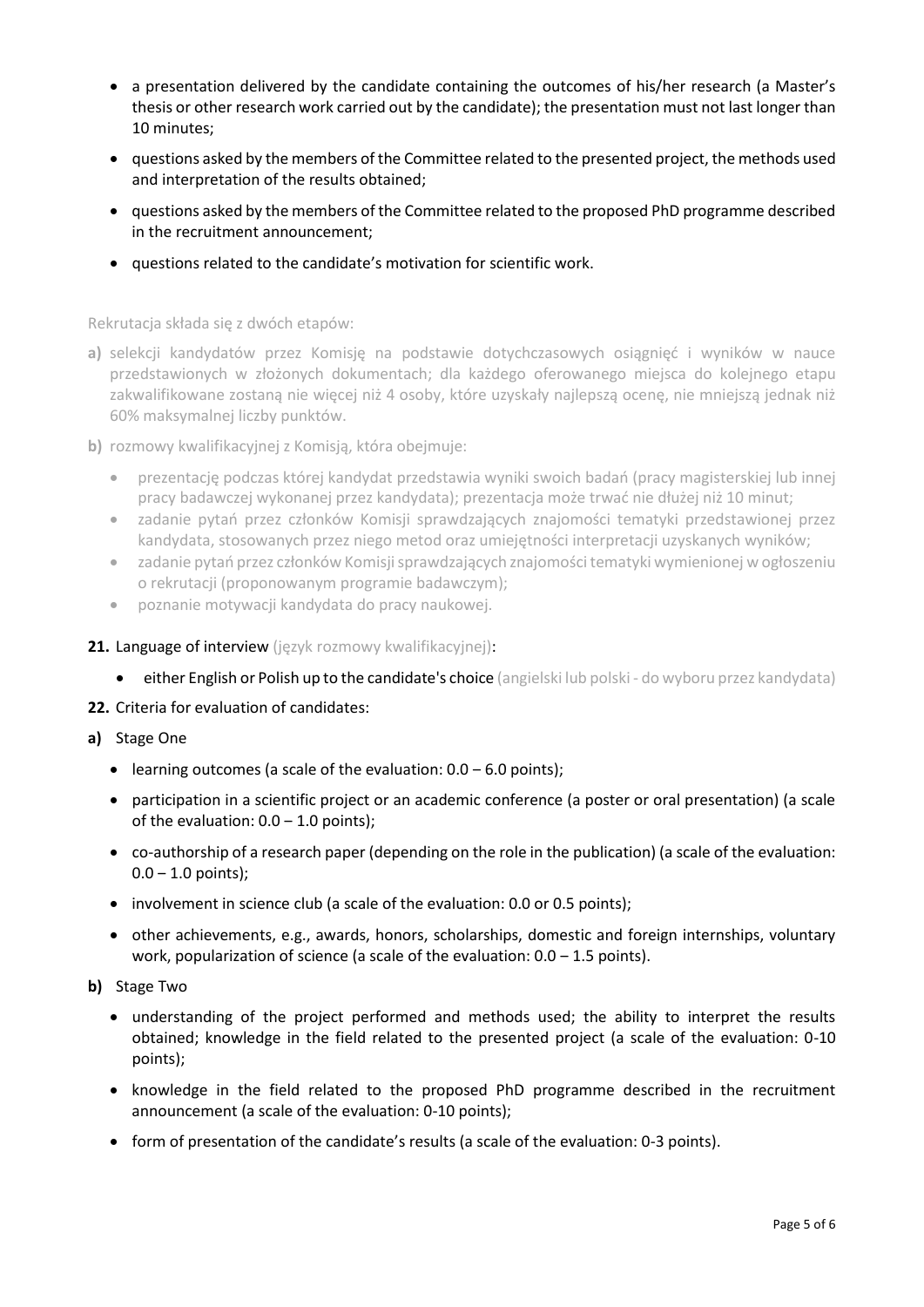- a presentation delivered by the candidate containing the outcomes of his/her research (a Master's thesis or other research work carried out by the candidate); the presentation must not last longer than 10 minutes;
- questions asked by the members of the Committee related to the presented project, the methods used and interpretation of the results obtained;
- questions asked by the members of the Committee related to the proposed PhD programme described in the recruitment announcement;
- questions related to the candidate's motivation for scientific work.

Rekrutacja składa się z dwóch etapów:

**a)** selekcji kandydatów przez Komisję na podstawie dotychczasowych osiągnięć i wyników w nauce przedstawionych w złożonych dokumentach; dla każdego oferowanego miejsca do kolejnego etapu zakwalifikowane zostaną nie więcej niż 4 osoby, które uzyskały najlepszą ocenę, nie mniejszą jednak niż 60% maksymalnej liczby punktów.

**b)** rozmowy kwalifikacyjnej z Komisją, która obejmuje:

- prezentację podczas której kandydat przedstawia wyniki swoich badań (pracy magisterskiej lub innej pracy badawczej wykonanej przez kandydata); prezentacja może trwać nie dłużej niż 10 minut;
- zadanie pytań przez członków Komisji sprawdzających znajomości tematyki przedstawionej przez kandydata, stosowanych przez niego metod oraz umiejętności interpretacji uzyskanych wyników;
- zadanie pytań przez członków Komisji sprawdzających znajomości tematyki wymienionej w ogłoszeniu o rekrutacji (proponowanym programie badawczym);
- poznanie motywacji kandydata do pracy naukowej.

**21.** Language of interview (język rozmowy kwalifikacyjnej):

- either English or Polish up to the candidate's choice (angielski lub polski - do wyboru przez kandydata)

**22.** Criteria for evaluation of candidates:

**a)** Stage One

- learning outcomes (a scale of the evaluation: 0.0 – 6.0 points);
- participation in a scientific project or an academic conference (a poster or oral presentation) (a scale of the evaluation: 0.0 – 1.0 points);
- co-authorship of a research paper (depending on the role in the publication) (a scale of the evaluation: 0.0 – 1.0 points);
- involvement in science club (a scale of the evaluation: 0.0 or 0.5 points);
- other achievements, e.g., awards, honors, scholarships, domestic and foreign internships, voluntary work, popularization of science (a scale of the evaluation: 0.0 – 1.5 points).

**b)** Stage Two

- understanding of the project performed and methods used; the ability to interpret the results obtained; knowledge in the field related to the presented project (a scale of the evaluation: 0-10 points);
- knowledge in the field related to the proposed PhD programme described in the recruitment announcement (a scale of the evaluation: 0-10 points);
- form of presentation of the candidate's results (a scale of the evaluation: 0-3 points).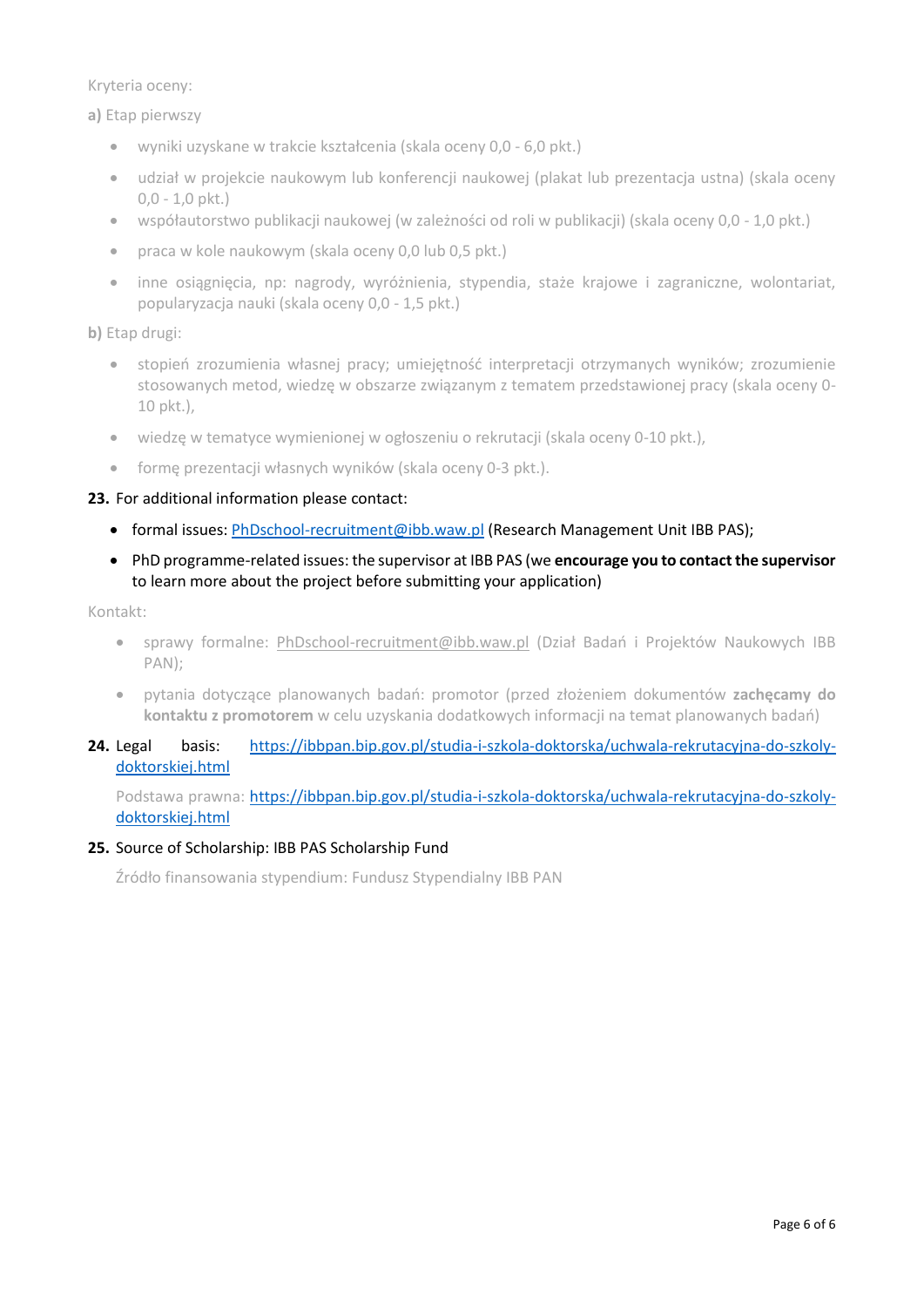Kryteria oceny:

**a)** Etap pierwszy

- wyniki uzyskane w trakcie kształcenia (skala oceny 0,0 - 6,0 pkt.)
- udział w projekcie naukowym lub konferencji naukowej (plakat lub prezentacja ustna) (skala oceny 0,0 - 1,0 pkt.)
- współautorstwo publikacji naukowej (w zależności od roli w publikacji) (skala oceny 0,0 - 1,0 pkt.)
- praca w kole naukowym (skala oceny 0,0 lub 0,5 pkt.)
- inne osiągnięcia, np: nagrody, wyróżnienia, stypendia, staże krajowe i zagraniczne, wolontariat, popularyzacja nauki (skala oceny 0,0 - 1,5 pkt.)

**b)** Etap drugi:

- stopień zrozumienia własnej pracy; umiejętność interpretacji otrzymanych wyników; zrozumienie stosowanych metod, wiedzę w obszarze związanym z tematem przedstawionej pracy (skala oceny 0-10 pkt.),
- wiedzę w tematyce wymienionej w ogłoszeniu o rekrutacji (skala oceny 0-10 pkt.),
- formę prezentacji własnych wyników (skala oceny 0-3 pkt.).

**23.** For additional information please contact:

- formal issues: PhDschool-recruitment@ibb.waw.pl (Research Management Unit IBB PAS);
- PhD programme-related issues: the supervisor at IBB PAS (we **encourage you to contact the supervisor** to learn more about the project before submitting your application)

Kontakt:

- sprawy formalne: PhDschool-recruitment@ibb.waw.pl (Dział Badań i Projektów Naukowych IBB PAN);
- pytania dotyczące planowanych badań: promotor (przed złożeniem dokumentów **zachęcamy do kontaktu z promotorem** w celu uzyskania dodatkowych informacji na temat planowanych badań)

**24.** Legal basis: https://ibbpan.bip.gov.pl/studia-i-szkola-doktorska/uchwala-rekrutacyjna-do-szkoly-doktorskiej.html

Podstawa prawna: https://ibbpan.bip.gov.pl/studia-i-szkola-doktorska/uchwala-rekrutacyjna-do-szkoly-doktorskiej.html

**25.** Source of Scholarship: IBB PAS Scholarship Fund

Źródło finansowania stypendium: Fundusz Stypendialny IBB PAN